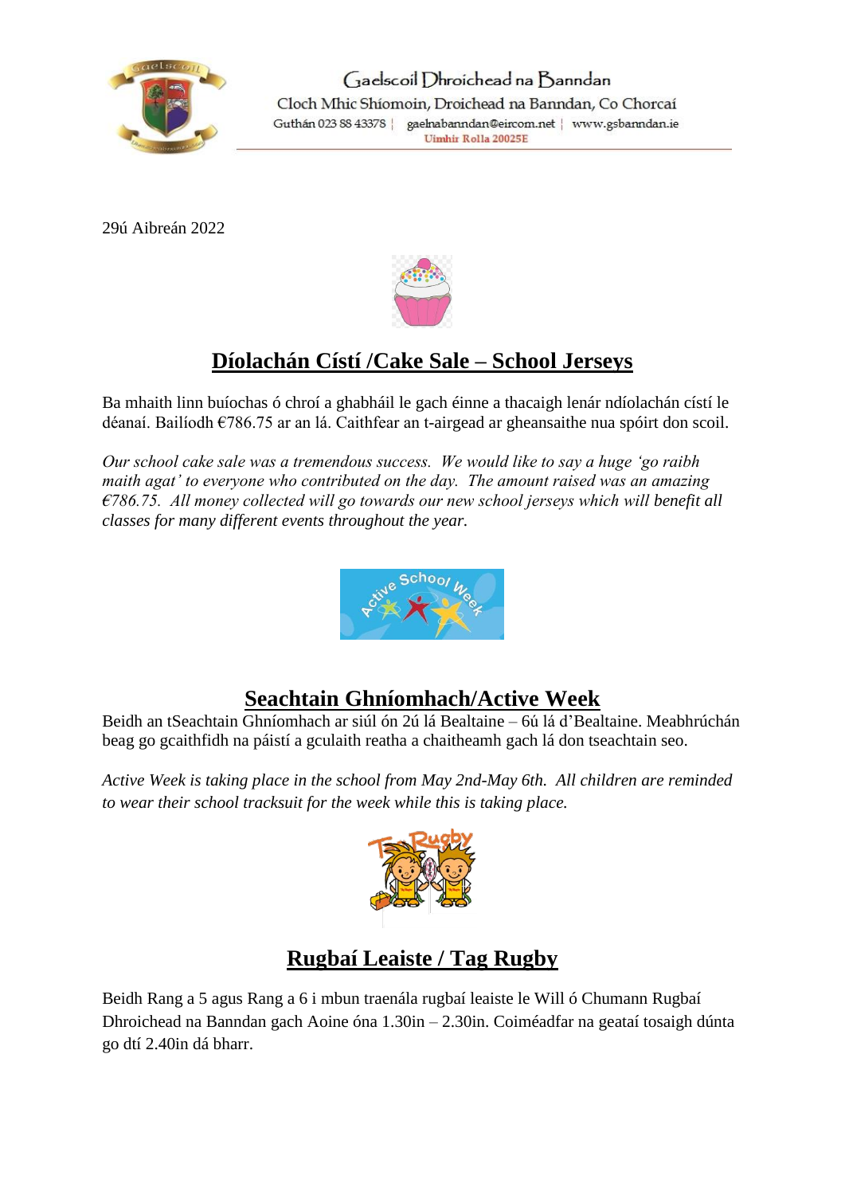Gaelscoil Dhroichead na Banndan
Cloch Mhic Shíomoin, Droichead na Banndan, Co Chorcaí
Guthán 023 88 43378 | gaelnabanndan@eircom.net | www.gsbanndan.ie
Uimhir Rolla 20025E

29ú Aibreán 2022

## Díolachán Cístí /Cake Sale – School Jerseys

Ba mhaith linn buíochas ó chroí a ghabháil le gach éinne a thacaigh lenár ndíolachán cístí le déanaí. Bailíodh €786.75 ar an lá. Caithfear an t-airgead ar gheansaithe nua spóirt don scoil.

*Our school cake sale was a tremendous success. We would like to say a huge 'go raibh maith agat' to everyone who contributed on the day. The amount raised was an amazing €786.75. All money collected will go towards our new school jerseys which will benefit all classes for many different events throughout the year.*

## Seachtain Ghníomhach/Active Week

Beidh an tSeachtain Ghníomhach ar siúl ón 2ú lá Bealtaine – 6ú lá d'Bealtaine. Meabhrúchán beag go gcaithfidh na páistí a gculaith reatha a chaitheamh gach lá don tseachtain seo.

*Active Week is taking place in the school from May 2nd-May 6th. All children are reminded to wear their school tracksuit for the week while this is taking place.*

## Rugbaí Leaiste / Tag Rugby

Beidh Rang a 5 agus Rang a 6 i mbun traenála rugbaí leaiste le Will ó Chumann Rugbaí Dhroichead na Banndan gach Aoine óna 1.30in – 2.30in. Coiméadfar na geataí tosaigh dúnta go dtí 2.40in dá bharr.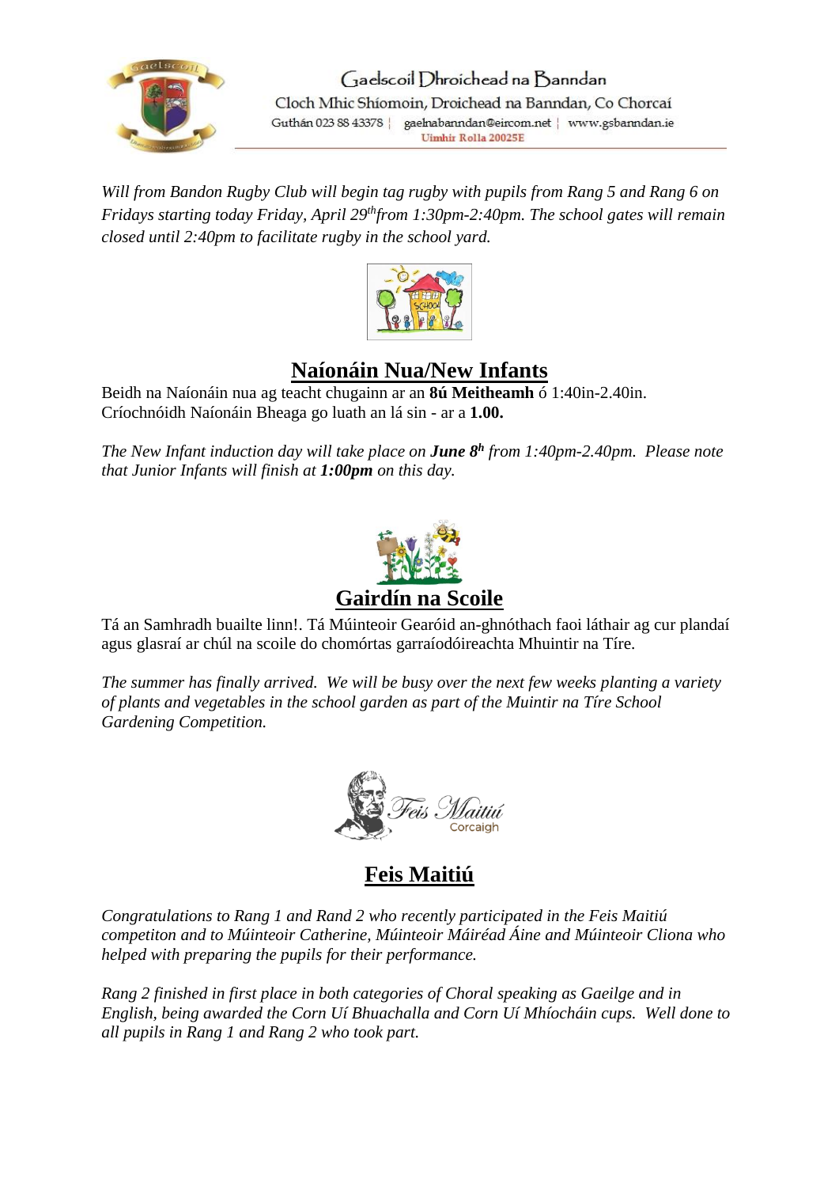*Will from Bandon Rugby Club will begin tag rugby with pupils from Rang 5 and Rang 6 on Fridays starting today Friday, April 29th from 1:30pm-2:40pm. The school gates will remain closed until 2:40pm to facilitate rugby in the school yard.*

## Naíonáin Nua/New Infants

Beidh na Naíonáin nua ag teacht chugainn ar an **8ú Meitheamh** ó 1:40in-2.40in. Críochnóidh Naíonáin Bheaga go luath an lá sin - ar a **1.00.**

*The New Infant induction day will take place on **June 8h** from 1:40pm-2.40pm. Please note that Junior Infants will finish at **1:00pm** on this day.*

## Gairdín na Scoile

Tá an Samhradh buailte linn!. Tá Múinteoir Gearóid an-ghnóthach faoi láthair ag cur plandaí agus glasraí ar chúl na scoile do chomórtas garraíodóireachta Mhuintir na Tíre.

*The summer has finally arrived. We will be busy over the next few weeks planting a variety of plants and vegetables in the school garden as part of the Muintir na Tíre School Gardening Competition.*

## Feis Maitiú

*Congratulations to Rang 1 and Rand 2 who recently participated in the Feis Maitiú competiton and to Múinteoir Catherine, Múinteoir Máiréad Áine and Múinteoir Cliona who helped with preparing the pupils for their performance.*

*Rang 2 finished in first place in both categories of Choral speaking as Gaeilge and in English, being awarded the Corn Uí Bhuachalla and Corn Uí Mhíocháin cups. Well done to all pupils in Rang 1 and Rang 2 who took part.*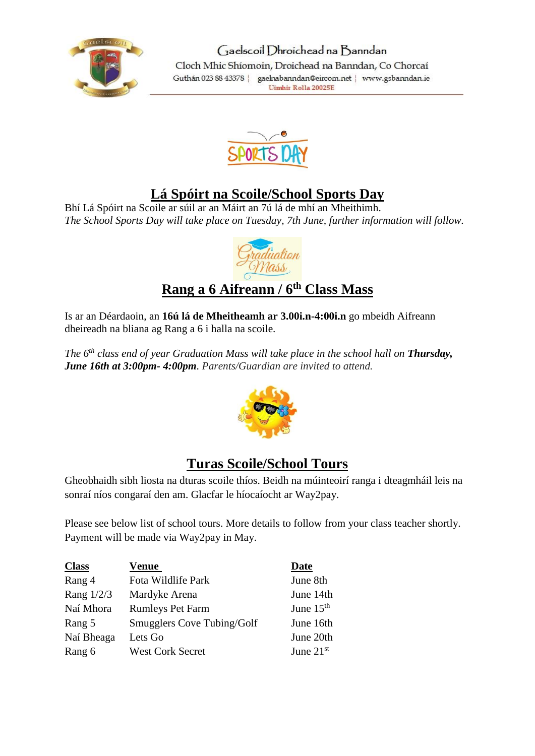Gaelscoil Dhroichead na Banndan

Cloch Mhic Shíomoin, Droichead na Banndan, Co Chorcaí

Guthán 023 88 43378 | gaelnabanndan@eircom.net | www.gsbanndan.ie

Uimhir Rolla 20025E

## Lá Spóirt na Scoile/School Sports Day

Bhí Lá Spóirt na Scoile ar súil ar an Máirt an 7ú lá de mhí an Mheithimh.

*The School Sports Day will take place on Tuesday, 7th June, further information will follow.*

## Rang a 6 Aifreann / 6th Class Mass

Is ar an Déardaoin, an **16ú lá de Mheitheamh ar 3.00i.n-4:00i.n** go mbeidh Aifreann dheireadh na bliana ag Rang a 6 i halla na scoile.

*The 6th class end of year Graduation Mass will take place in the school hall on **Thursday, June 16th at 3:00pm- 4:00pm**. Parents/Guardian are invited to attend.*

## Turas Scoile/School Tours

Gheobhaidh sibh liosta na dturas scoile thíos. Beidh na múinteoirí ranga i dteagmháil leis na sonraí níos congaraí den am. Glacfar le híocaíocht ar Way2pay.

Please see below list of school tours. More details to follow from your class teacher shortly. Payment will be made via Way2pay in May.

| Class | Venue | Date |
|---|---|---|
| Rang 4 | Fota Wildlife Park | June 8th |
| Rang 1/2/3 | Mardyke Arena | June 14th |
| Naí Mhora | Rumleys Pet Farm | June 15th |
| Rang 5 | Smugglers Cove Tubing/Golf | June 16th |
| Naí Bheaga | Lets Go | June 20th |
| Rang 6 | West Cork Secret | June 21st |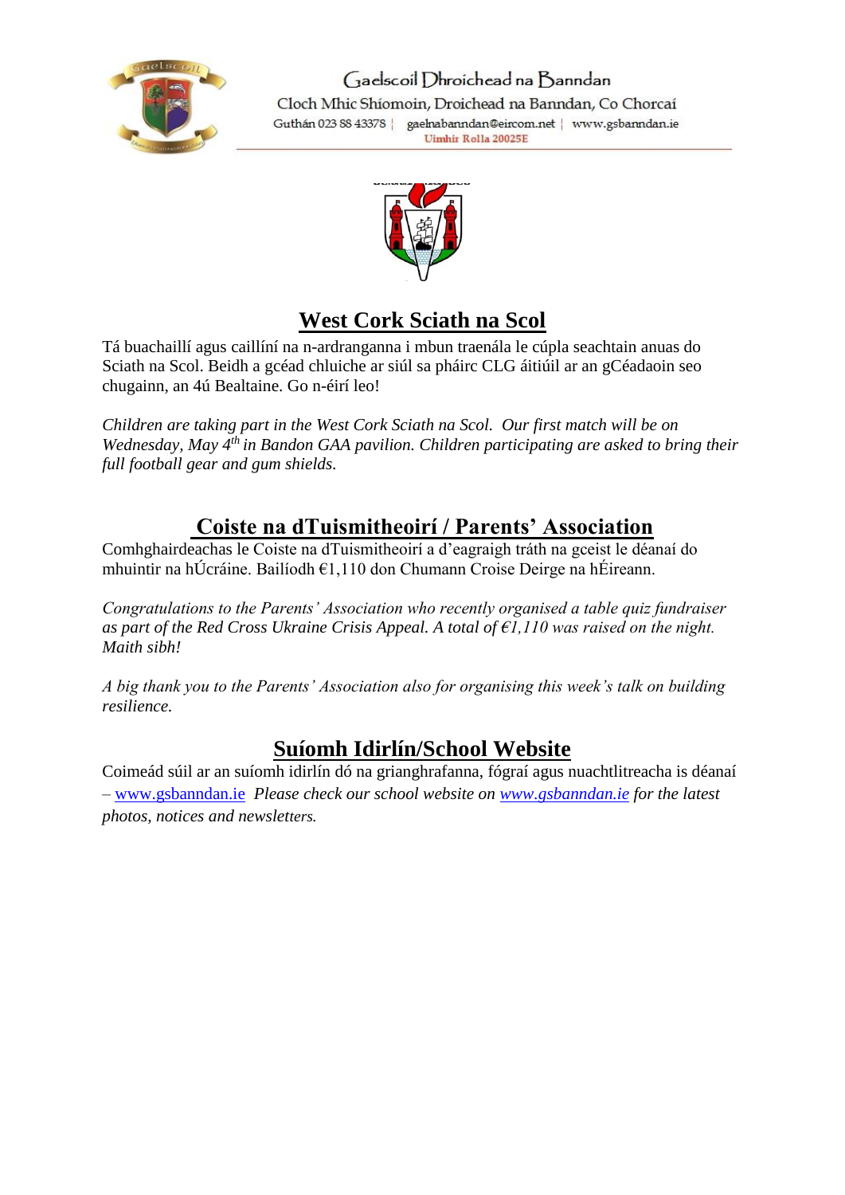Gaelscoil Dhroichead na Banndan

Cloch Mhic Shíomoin, Droichead na Banndan, Co Chorcaí

Guthán 023 88 43378 | gaelnabanndan@eircom.net | www.gsbanndan.ie

Uimhir Rolla 20025E

## West Cork Sciath na Scol

Tá buachaillí agus caillíní na n-ardranganna i mbun traenála le cúpla seachtain anuas do Sciath na Scol. Beidh a gcéad chluiche ar siúl sa pháirc CLG áitiúil ar an gCéadaoin seo chugainn, an 4ú Bealtaine. Go n-éirí leo!

*Children are taking part in the West Cork Sciath na Scol. Our first match will be on Wednesday, May 4th in Bandon GAA pavilion. Children participating are asked to bring their full football gear and gum shields.*

## Coiste na dTuismitheoirí / Parents' Association

Comhghairdeachas le Coiste na dTuismitheoirí a d'eagraigh tráth na gceist le déanaí do mhuintir na hÚcráine. Bailíodh €1,110 don Chumann Croise Deirge na hÉireann.

*Congratulations to the Parents' Association who recently organised a table quiz fundraiser as part of the Red Cross Ukraine Crisis Appeal. A total of €1,110 was raised on the night. Maith sibh!*

*A big thank you to the Parents' Association also for organising this week's talk on building resilience.*

## Suíomh Idirlín/School Website

Coimeád súil ar an suíomh idirlín dó na grianghrafanna, fógraí agus nuachtlitreacha is déanaí – www.gsbanndan.ie *Please check our school website on www.gsbanndan.ie for the latest photos, notices and newsletters.*